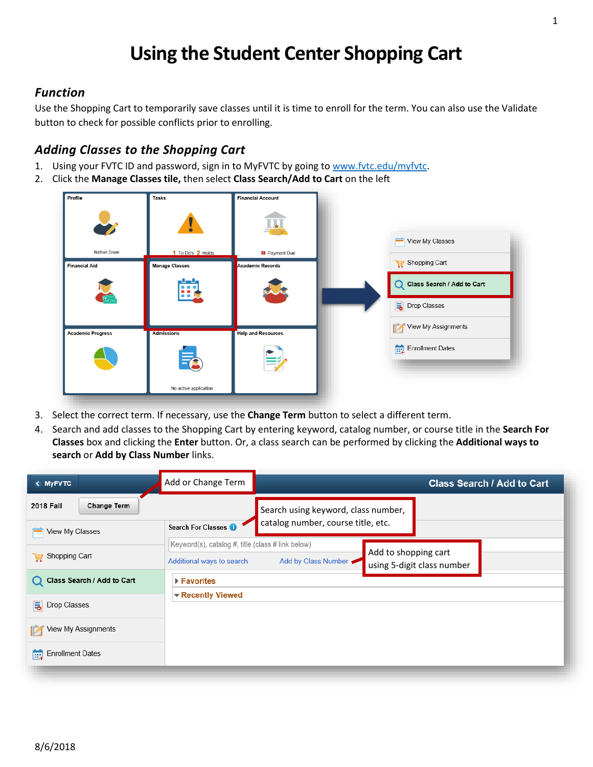# Using the Student Center Shopping Cart

## *Function*

Use the Shopping Cart to temporarily save classes until it is time to enroll for the term. You can also use the Validate button to check for possible conflicts prior to enrolling.

## *Adding Classes to the Shopping Cart*

1. Using your FVTC ID and password, sign in to MyFVTC by going to www.fvtc.edu/myfvtc.
2. Click the **Manage Classes tile,** then select **Class Search/Add to Cart** on the left
3. Select the correct term. If necessary, use the **Change Term** button to select a different term.
4. Search and add classes to the Shopping Cart by entering keyword, catalog number, or course title in the **Search For Classes** box and clicking the **Enter** button. Or, a class search can be performed by clicking the **Additional ways to search** or **Add by Class Number** links.

8/6/2018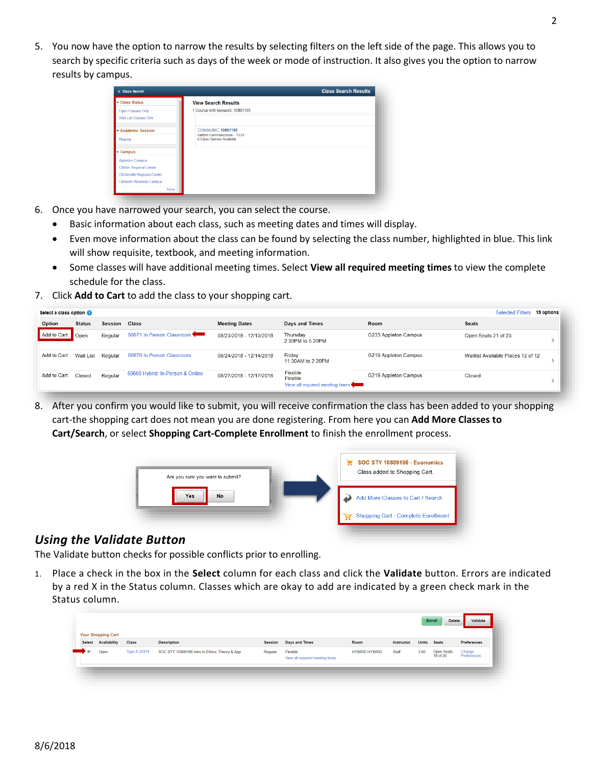5. You now have the option to narrow the results by selecting filters on the left side of the page. This allows you to search by specific criteria such as days of the week or mode of instruction. It also gives you the option to narrow results by campus.

6. Once you have narrowed your search, you can select the course.
   - Basic information about each class, such as meeting dates and times will display.
   - Even move information about the class can be found by selecting the class number, highlighted in blue. This link will show requisite, textbook, and meeting information.
   - Some classes will have additional meeting times. Select **View all required meeting times** to view the complete schedule for the class.

7. Click **Add to Cart** to add the class to your shopping cart.

8. After you confirm you would like to submit, you will receive confirmation the class has been added to your shopping cart-the shopping cart does not mean you are done registering. From here you can **Add More Classes to Cart/Search**, or select **Shopping Cart-Complete Enrollment** to finish the enrollment process.

## *Using the Validate Button*

The Validate button checks for possible conflicts prior to enrolling.

1. Place a check in the box in the **Select** column for each class and click the **Validate** button. Errors are indicated by a red X in the Status column. Classes which are okay to add are indicated by a green check mark in the Status column.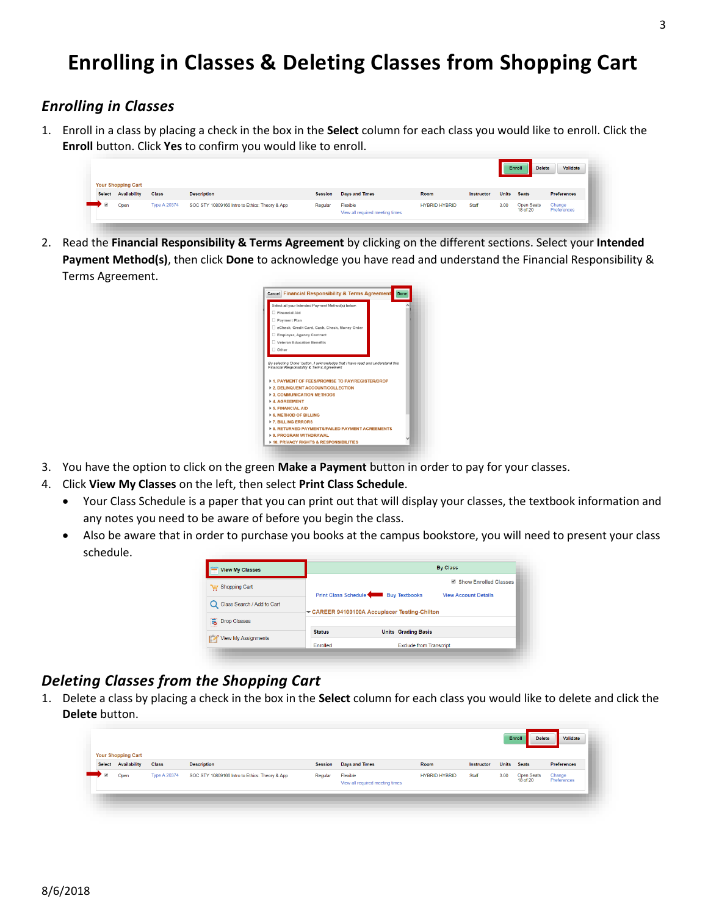# Enrolling in Classes & Deleting Classes from Shopping Cart

## *Enrolling in Classes*

1. Enroll in a class by placing a check in the box in the **Select** column for each class you would like to enroll. Click the **Enroll** button. Click **Yes** to confirm you would like to enroll.

2. Read the **Financial Responsibility & Terms Agreement** by clicking on the different sections. Select your **Intended Payment Method(s)**, then click **Done** to acknowledge you have read and understand the Financial Responsibility & Terms Agreement.

3. You have the option to click on the green **Make a Payment** button in order to pay for your classes.
4. Click **View My Classes** on the left, then select **Print Class Schedule**.
   - Your Class Schedule is a paper that you can print out that will display your classes, the textbook information and any notes you need to be aware of before you begin the class.
   - Also be aware that in order to purchase you books at the campus bookstore, you will need to present your class schedule.

## *Deleting Classes from the Shopping Cart*

1. Delete a class by placing a check in the box in the **Select** column for each class you would like to delete and click the **Delete** button.

8/6/2018